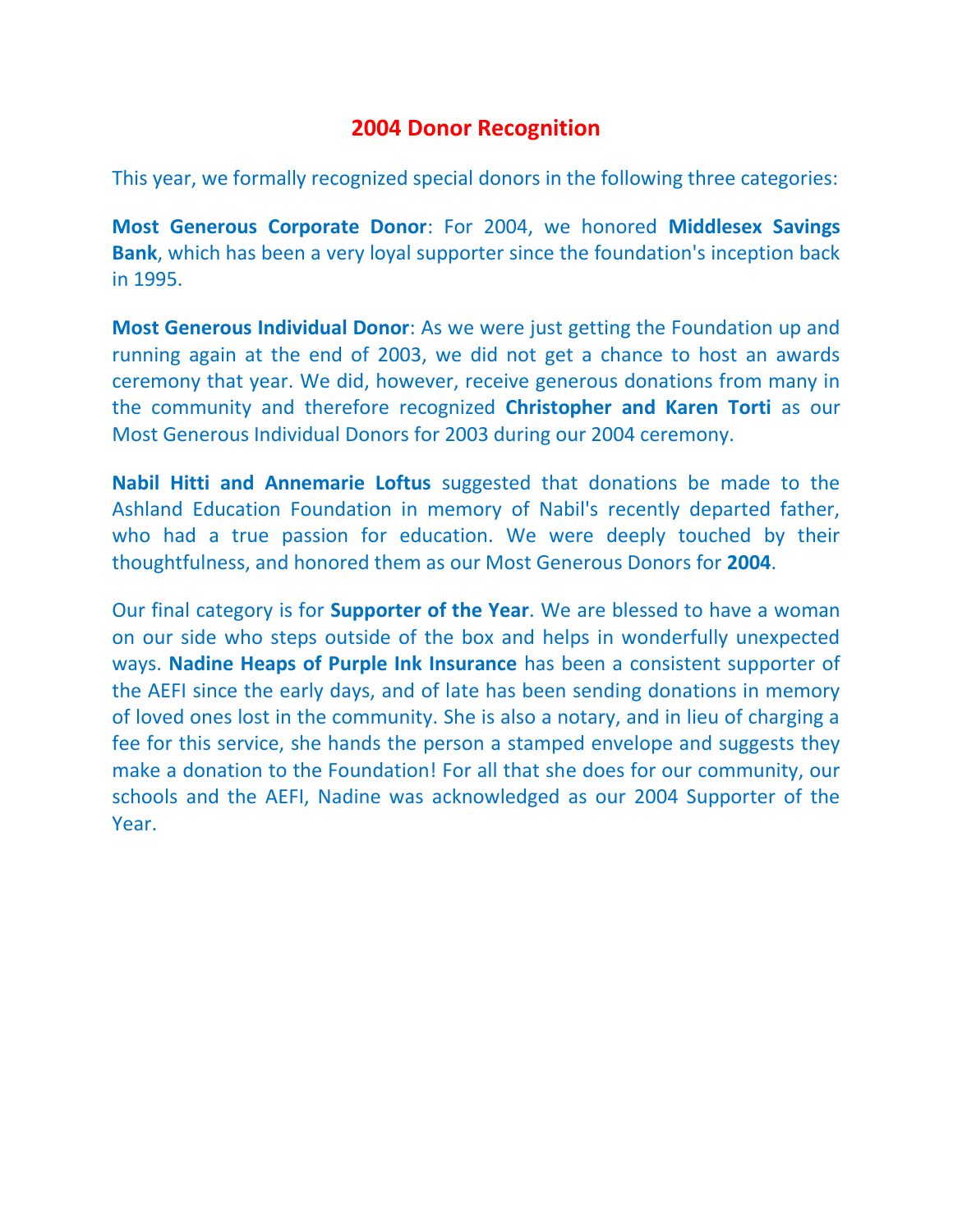# 2004 Donor Recognition

This year, we formally recognized special donors in the following three categories:

**Most Generous Corporate Donor**: For 2004, we honored **Middlesex Savings Bank**, which has been a very loyal supporter since the foundation's inception back in 1995.

**Most Generous Individual Donor**: As we were just getting the Foundation up and running again at the end of 2003, we did not get a chance to host an awards ceremony that year. We did, however, receive generous donations from many in the community and therefore recognized **Christopher and Karen Torti** as our Most Generous Individual Donors for 2003 during our 2004 ceremony.

**Nabil Hitti and Annemarie Loftus** suggested that donations be made to the Ashland Education Foundation in memory of Nabil's recently departed father, who had a true passion for education. We were deeply touched by their thoughtfulness, and honored them as our Most Generous Donors for **2004**.

Our final category is for **Supporter of the Year**. We are blessed to have a woman on our side who steps outside of the box and helps in wonderfully unexpected ways. **Nadine Heaps of Purple Ink Insurance** has been a consistent supporter of the AEFI since the early days, and of late has been sending donations in memory of loved ones lost in the community. She is also a notary, and in lieu of charging a fee for this service, she hands the person a stamped envelope and suggests they make a donation to the Foundation! For all that she does for our community, our schools and the AEFI, Nadine was acknowledged as our 2004 Supporter of the Year.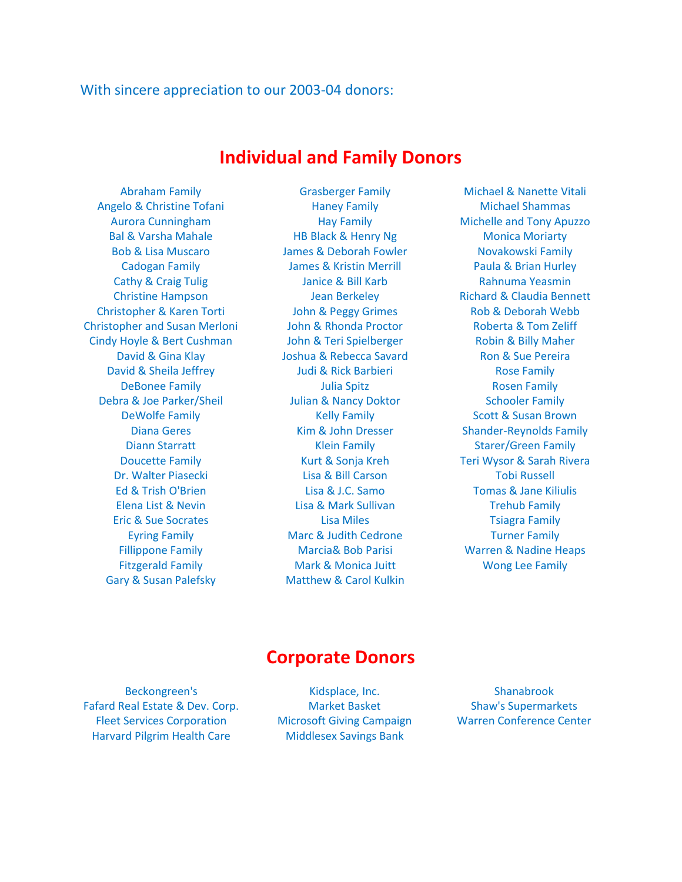With sincere appreciation to our 2003-04 donors:

## Individual and Family Donors

Abraham Family
Angelo & Christine Tofani
Aurora Cunningham
Bal & Varsha Mahale
Bob & Lisa Muscaro
Cadogan Family
Cathy & Craig Tulig
Christine Hampson
Christopher & Karen Torti
Christopher and Susan Merloni
Cindy Hoyle & Bert Cushman
David & Gina Klay
David & Sheila Jeffrey
DeBonee Family
Debra & Joe Parker/Sheil
DeWolfe Family
Diana Geres
Diann Starratt
Doucette Family
Dr. Walter Piasecki
Ed & Trish O'Brien
Elena List & Nevin
Eric & Sue Socrates
Eyring Family
Fillippone Family
Fitzgerald Family
Gary & Susan Palefsky
Grasberger Family
Haney Family
Hay Family
HB Black & Henry Ng
James & Deborah Fowler
James & Kristin Merrill
Janice & Bill Karb
Jean Berkeley
John & Peggy Grimes
John & Rhonda Proctor
John & Teri Spielberger
Joshua & Rebecca Savard
Judi & Rick Barbieri
Julia Spitz
Julian & Nancy Doktor
Kelly Family
Kim & John Dresser
Klein Family
Kurt & Sonja Kreh
Lisa & Bill Carson
Lisa & J.C. Samo
Lisa & Mark Sullivan
Lisa Miles
Marc & Judith Cedrone
Marcia& Bob Parisi
Mark & Monica Juitt
Matthew & Carol Kulkin
Michael & Nanette Vitali
Michael Shammas
Michelle and Tony Apuzzo
Monica Moriarty
Novakowski Family
Paula & Brian Hurley
Rahnuma Yeasmin
Richard & Claudia Bennett
Rob & Deborah Webb
Roberta & Tom Zeliff
Robin & Billy Maher
Ron & Sue Pereira
Rose Family
Rosen Family
Schooler Family
Scott & Susan Brown
Shander-Reynolds Family
Starer/Green Family
Teri Wysor & Sarah Rivera
Tobi Russell
Tomas & Jane Kiliulis
Trehub Family
Tsiagra Family
Turner Family
Warren & Nadine Heaps
Wong Lee Family

## Corporate Donors

Beckongreen's
Fafard Real Estate & Dev. Corp.
Fleet Services Corporation
Harvard Pilgrim Health Care
Kidsplace, Inc.
Market Basket
Microsoft Giving Campaign
Middlesex Savings Bank
Shanabrook
Shaw's Supermarkets
Warren Conference Center